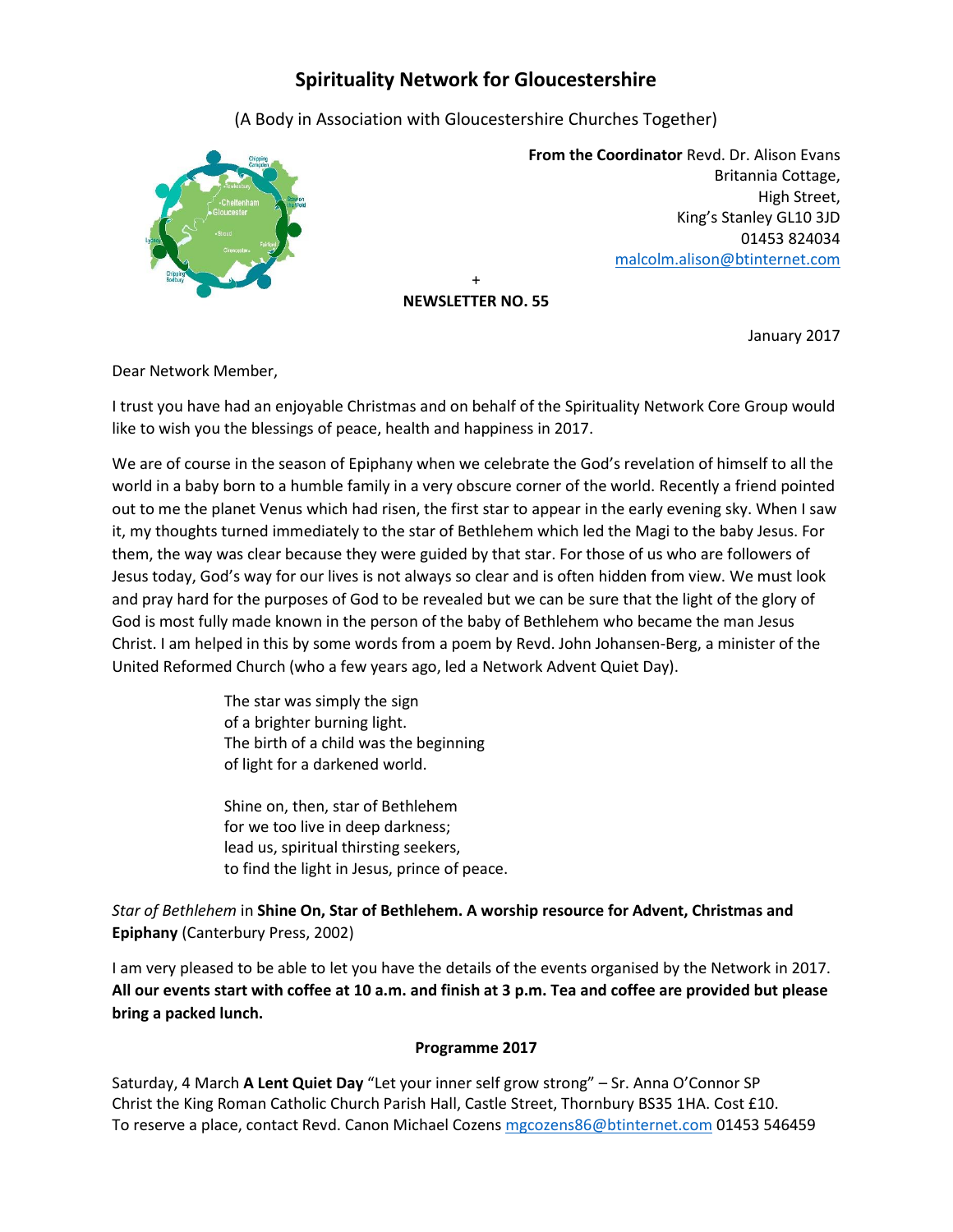# Spirituality Network for Gloucestershire

(A Body in Association with Gloucestershire Churches Together)

**From the Coordinator** Revd. Dr. Alison Evans
Britannia Cottage,
High Street,
King's Stanley GL10 3JD
01453 824034
malcolm.alison@btinternet.com

+

**NEWSLETTER NO. 55**

January 2017

Dear Network Member,

I trust you have had an enjoyable Christmas and on behalf of the Spirituality Network Core Group would like to wish you the blessings of peace, health and happiness in 2017.

We are of course in the season of Epiphany when we celebrate the God's revelation of himself to all the world in a baby born to a humble family in a very obscure corner of the world. Recently a friend pointed out to me the planet Venus which had risen, the first star to appear in the early evening sky. When I saw it, my thoughts turned immediately to the star of Bethlehem which led the Magi to the baby Jesus. For them, the way was clear because they were guided by that star. For those of us who are followers of Jesus today, God's way for our lives is not always so clear and is often hidden from view. We must look and pray hard for the purposes of God to be revealed but we can be sure that the light of the glory of God is most fully made known in the person of the baby of Bethlehem who became the man Jesus Christ. I am helped in this by some words from a poem by Revd. John Johansen-Berg, a minister of the United Reformed Church (who a few years ago, led a Network Advent Quiet Day).

> The star was simply the sign
> of a brighter burning light.
> The birth of a child was the beginning
> of light for a darkened world.
>
> Shine on, then, star of Bethlehem
> for we too live in deep darkness;
> lead us, spiritual thirsting seekers,
> to find the light in Jesus, prince of peace.

*Star of Bethlehem* in **Shine On, Star of Bethlehem. A worship resource for Advent, Christmas and Epiphany** (Canterbury Press, 2002)

I am very pleased to be able to let you have the details of the events organised by the Network in 2017. **All our events start with coffee at 10 a.m. and finish at 3 p.m. Tea and coffee are provided but please bring a packed lunch.**

## Programme 2017

Saturday, 4 March **A Lent Quiet Day** "Let your inner self grow strong" – Sr. Anna O'Connor SP
Christ the King Roman Catholic Church Parish Hall, Castle Street, Thornbury BS35 1HA. Cost £10.
To reserve a place, contact Revd. Canon Michael Cozens mgcozens86@btinternet.com 01453 546459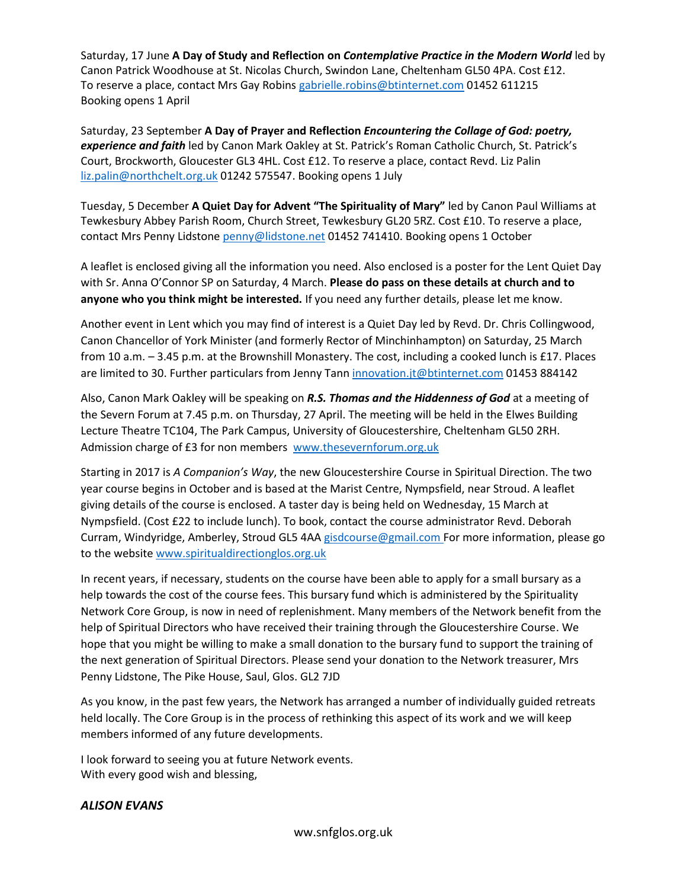Saturday, 17 June **A Day of Study and Reflection on *Contemplative Practice in the Modern World*** led by Canon Patrick Woodhouse at St. Nicolas Church, Swindon Lane, Cheltenham GL50 4PA. Cost £12. To reserve a place, contact Mrs Gay Robins gabrielle.robins@btinternet.com 01452 611215
Booking opens 1 April

Saturday, 23 September **A Day of Prayer and Reflection *Encountering the Collage of God: poetry, experience and faith*** led by Canon Mark Oakley at St. Patrick's Roman Catholic Church, St. Patrick's Court, Brockworth, Gloucester GL3 4HL. Cost £12. To reserve a place, contact Revd. Liz Palin liz.palin@northchelt.org.uk 01242 575547. Booking opens 1 July

Tuesday, 5 December **A Quiet Day for Advent "The Spirituality of Mary"** led by Canon Paul Williams at Tewkesbury Abbey Parish Room, Church Street, Tewkesbury GL20 5RZ. Cost £10. To reserve a place, contact Mrs Penny Lidstone penny@lidstone.net 01452 741410. Booking opens 1 October

A leaflet is enclosed giving all the information you need. Also enclosed is a poster for the Lent Quiet Day with Sr. Anna O'Connor SP on Saturday, 4 March. **Please do pass on these details at church and to anyone who you think might be interested.** If you need any further details, please let me know.

Another event in Lent which you may find of interest is a Quiet Day led by Revd. Dr. Chris Collingwood, Canon Chancellor of York Minister (and formerly Rector of Minchinhampton) on Saturday, 25 March from 10 a.m. – 3.45 p.m. at the Brownshill Monastery. The cost, including a cooked lunch is £17. Places are limited to 30. Further particulars from Jenny Tann innovation.jt@btinternet.com 01453 884142

Also, Canon Mark Oakley will be speaking on ***R.S. Thomas and the Hiddenness of God*** at a meeting of the Severn Forum at 7.45 p.m. on Thursday, 27 April. The meeting will be held in the Elwes Building Lecture Theatre TC104, The Park Campus, University of Gloucestershire, Cheltenham GL50 2RH. Admission charge of £3 for non members www.thesevernforum.org.uk

Starting in 2017 is *A Companion's Way*, the new Gloucestershire Course in Spiritual Direction. The two year course begins in October and is based at the Marist Centre, Nympsfield, near Stroud. A leaflet giving details of the course is enclosed. A taster day is being held on Wednesday, 15 March at Nympsfield. (Cost £22 to include lunch). To book, contact the course administrator Revd. Deborah Curram, Windyridge, Amberley, Stroud GL5 4AA gisdcourse@gmail.com For more information, please go to the website www.spiritualdirectionglos.org.uk

In recent years, if necessary, students on the course have been able to apply for a small bursary as a help towards the cost of the course fees. This bursary fund which is administered by the Spirituality Network Core Group, is now in need of replenishment. Many members of the Network benefit from the help of Spiritual Directors who have received their training through the Gloucestershire Course. We hope that you might be willing to make a small donation to the bursary fund to support the training of the next generation of Spiritual Directors. Please send your donation to the Network treasurer, Mrs Penny Lidstone, The Pike House, Saul, Glos. GL2 7JD

As you know, in the past few years, the Network has arranged a number of individually guided retreats held locally. The Core Group is in the process of rethinking this aspect of its work and we will keep members informed of any future developments.

I look forward to seeing you at future Network events.
With every good wish and blessing,

***ALISON EVANS***

ww.snfglos.org.uk